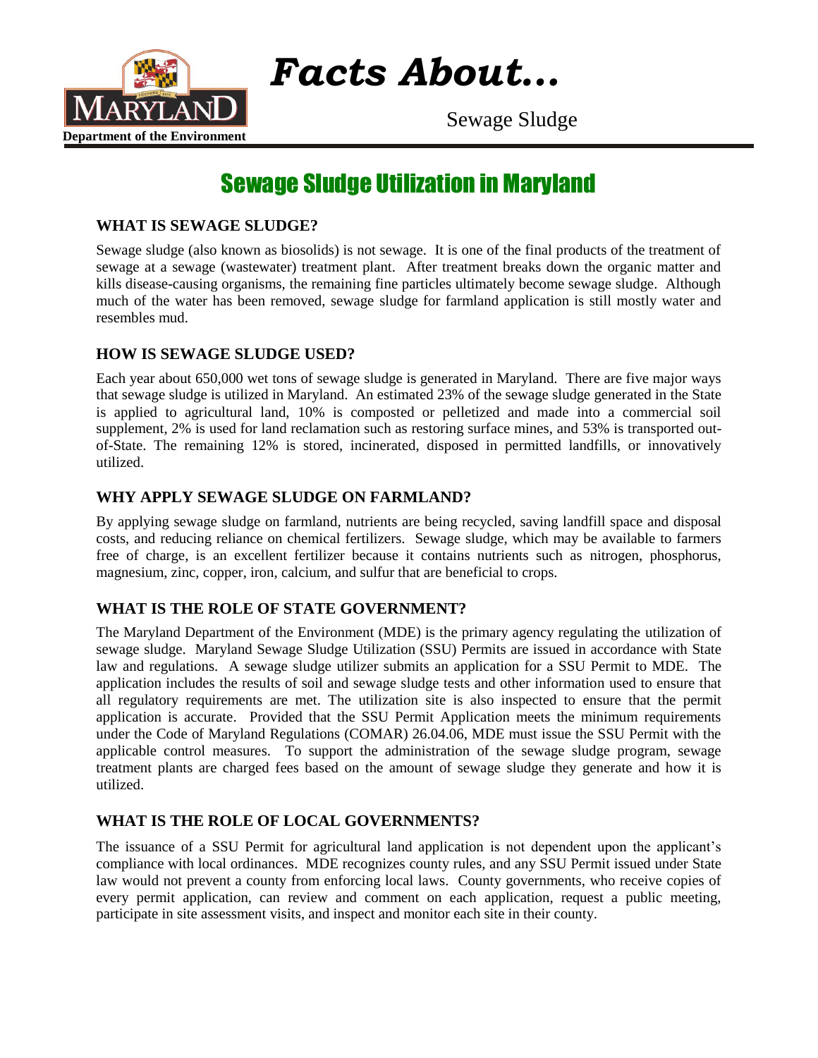# *Facts About…*

Maryland Department of the Environment

Sewage Sludge

## Sewage Sludge Utilization in Maryland

### WHAT IS SEWAGE SLUDGE?

Sewage sludge (also known as biosolids) is not sewage. It is one of the final products of the treatment of sewage at a sewage (wastewater) treatment plant. After treatment breaks down the organic matter and kills disease-causing organisms, the remaining fine particles ultimately become sewage sludge. Although much of the water has been removed, sewage sludge for farmland application is still mostly water and resembles mud.

### HOW IS SEWAGE SLUDGE USED?

Each year about 650,000 wet tons of sewage sludge is generated in Maryland. There are five major ways that sewage sludge is utilized in Maryland. An estimated 23% of the sewage sludge generated in the State is applied to agricultural land, 10% is composted or pelletized and made into a commercial soil supplement, 2% is used for land reclamation such as restoring surface mines, and 53% is transported out-of-State. The remaining 12% is stored, incinerated, disposed in permitted landfills, or innovatively utilized.

### WHY APPLY SEWAGE SLUDGE ON FARMLAND?

By applying sewage sludge on farmland, nutrients are being recycled, saving landfill space and disposal costs, and reducing reliance on chemical fertilizers. Sewage sludge, which may be available to farmers free of charge, is an excellent fertilizer because it contains nutrients such as nitrogen, phosphorus, magnesium, zinc, copper, iron, calcium, and sulfur that are beneficial to crops.

### WHAT IS THE ROLE OF STATE GOVERNMENT?

The Maryland Department of the Environment (MDE) is the primary agency regulating the utilization of sewage sludge. Maryland Sewage Sludge Utilization (SSU) Permits are issued in accordance with State law and regulations. A sewage sludge utilizer submits an application for a SSU Permit to MDE. The application includes the results of soil and sewage sludge tests and other information used to ensure that all regulatory requirements are met. The utilization site is also inspected to ensure that the permit application is accurate. Provided that the SSU Permit Application meets the minimum requirements under the Code of Maryland Regulations (COMAR) 26.04.06, MDE must issue the SSU Permit with the applicable control measures. To support the administration of the sewage sludge program, sewage treatment plants are charged fees based on the amount of sewage sludge they generate and how it is utilized.

### WHAT IS THE ROLE OF LOCAL GOVERNMENTS?

The issuance of a SSU Permit for agricultural land application is not dependent upon the applicant's compliance with local ordinances. MDE recognizes county rules, and any SSU Permit issued under State law would not prevent a county from enforcing local laws. County governments, who receive copies of every permit application, can review and comment on each application, request a public meeting, participate in site assessment visits, and inspect and monitor each site in their county.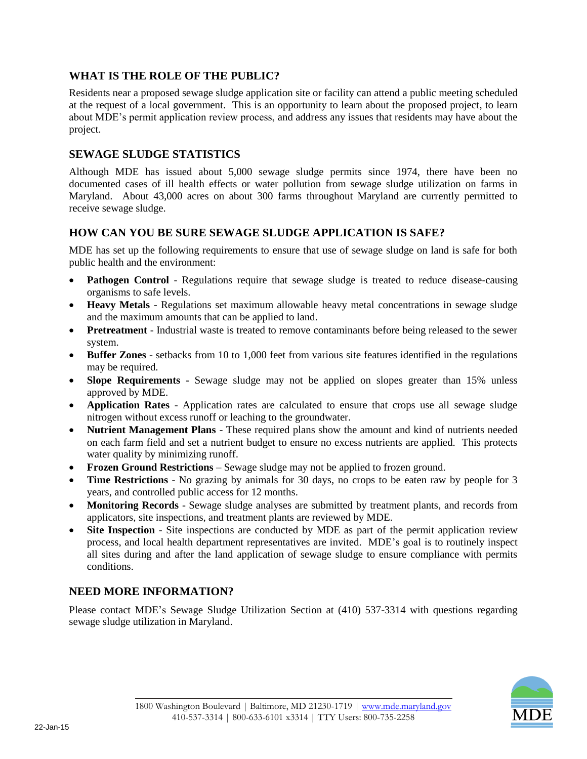## WHAT IS THE ROLE OF THE PUBLIC?

Residents near a proposed sewage sludge application site or facility can attend a public meeting scheduled at the request of a local government. This is an opportunity to learn about the proposed project, to learn about MDE's permit application review process, and address any issues that residents may have about the project.

## SEWAGE SLUDGE STATISTICS

Although MDE has issued about 5,000 sewage sludge permits since 1974, there have been no documented cases of ill health effects or water pollution from sewage sludge utilization on farms in Maryland. About 43,000 acres on about 300 farms throughout Maryland are currently permitted to receive sewage sludge.

## HOW CAN YOU BE SURE SEWAGE SLUDGE APPLICATION IS SAFE?

MDE has set up the following requirements to ensure that use of sewage sludge on land is safe for both public health and the environment:

- **Pathogen Control** - Regulations require that sewage sludge is treated to reduce disease-causing organisms to safe levels.
- **Heavy Metals** - Regulations set maximum allowable heavy metal concentrations in sewage sludge and the maximum amounts that can be applied to land.
- **Pretreatment** - Industrial waste is treated to remove contaminants before being released to the sewer system.
- **Buffer Zones** - setbacks from 10 to 1,000 feet from various site features identified in the regulations may be required.
- **Slope Requirements** - Sewage sludge may not be applied on slopes greater than 15% unless approved by MDE.
- **Application Rates** - Application rates are calculated to ensure that crops use all sewage sludge nitrogen without excess runoff or leaching to the groundwater.
- **Nutrient Management Plans** - These required plans show the amount and kind of nutrients needed on each farm field and set a nutrient budget to ensure no excess nutrients are applied. This protects water quality by minimizing runoff.
- **Frozen Ground Restrictions** – Sewage sludge may not be applied to frozen ground.
- **Time Restrictions** - No grazing by animals for 30 days, no crops to be eaten raw by people for 3 years, and controlled public access for 12 months.
- **Monitoring Records** - Sewage sludge analyses are submitted by treatment plants, and records from applicators, site inspections, and treatment plants are reviewed by MDE.
- **Site Inspection** - Site inspections are conducted by MDE as part of the permit application review process, and local health department representatives are invited. MDE's goal is to routinely inspect all sites during and after the land application of sewage sludge to ensure compliance with permits conditions.

## NEED MORE INFORMATION?

Please contact MDE's Sewage Sludge Utilization Section at (410) 537-3314 with questions regarding sewage sludge utilization in Maryland.

1800 Washington Boulevard | Baltimore, MD 21230-1719 | www.mde.maryland.gov
410-537-3314 | 800-633-6101 x3314 | TTY Users: 800-735-2258

22-Jan-15